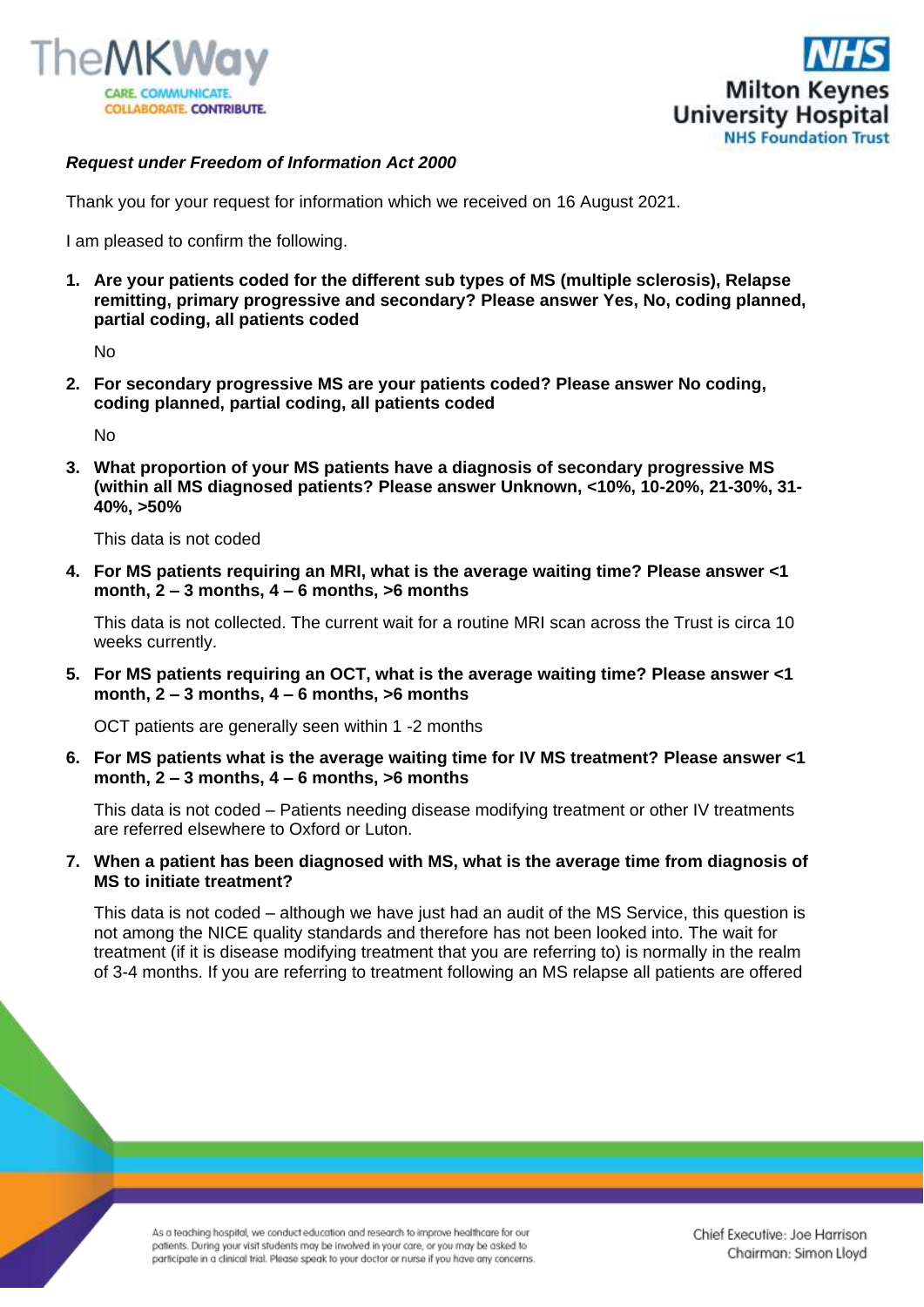***Request under Freedom of Information Act 2000***

Thank you for your request for information which we received on 16 August 2021.

I am pleased to confirm the following.

1. **Are your patients coded for the different sub types of MS (multiple sclerosis), Relapse remitting, primary progressive and secondary? Please answer Yes, No, coding planned, partial coding, all patients coded**

   No

2. **For secondary progressive MS are your patients coded? Please answer No coding, coding planned, partial coding, all patients coded**

   No

3. **What proportion of your MS patients have a diagnosis of secondary progressive MS (within all MS diagnosed patients? Please answer Unknown, <10%, 10-20%, 21-30%, 31-40%, >50%**

   This data is not coded

4. **For MS patients requiring an MRI, what is the average waiting time? Please answer <1 month, 2 – 3 months, 4 – 6 months, >6 months**

   This data is not collected. The current wait for a routine MRI scan across the Trust is circa 10 weeks currently.

5. **For MS patients requiring an OCT, what is the average waiting time? Please answer <1 month, 2 – 3 months, 4 – 6 months, >6 months**

   OCT patients are generally seen within 1 -2 months

6. **For MS patients what is the average waiting time for IV MS treatment? Please answer <1 month, 2 – 3 months, 4 – 6 months, >6 months**

   This data is not coded – Patients needing disease modifying treatment or other IV treatments are referred elsewhere to Oxford or Luton.

7. **When a patient has been diagnosed with MS, what is the average time from diagnosis of MS to initiate treatment?**

   This data is not coded – although we have just had an audit of the MS Service, this question is not among the NICE quality standards and therefore has not been looked into. The wait for treatment (if it is disease modifying treatment that you are referring to) is normally in the realm of 3-4 months. If you are referring to treatment following an MS relapse all patients are offered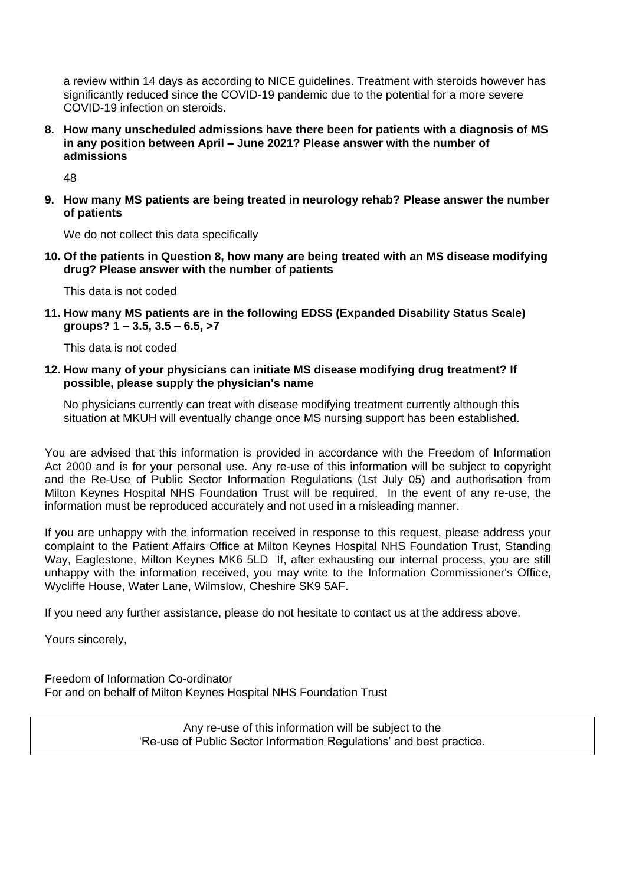a review within 14 days as according to NICE guidelines. Treatment with steroids however has significantly reduced since the COVID-19 pandemic due to the potential for a more severe COVID-19 infection on steroids.

**8. How many unscheduled admissions have there been for patients with a diagnosis of MS in any position between April – June 2021? Please answer with the number of admissions**

48

**9. How many MS patients are being treated in neurology rehab? Please answer the number of patients**

We do not collect this data specifically

**10. Of the patients in Question 8, how many are being treated with an MS disease modifying drug? Please answer with the number of patients**

This data is not coded

**11. How many MS patients are in the following EDSS (Expanded Disability Status Scale) groups? 1 – 3.5, 3.5 – 6.5, >7**

This data is not coded

**12. How many of your physicians can initiate MS disease modifying drug treatment? If possible, please supply the physician's name**

No physicians currently can treat with disease modifying treatment currently although this situation at MKUH will eventually change once MS nursing support has been established.

You are advised that this information is provided in accordance with the Freedom of Information Act 2000 and is for your personal use. Any re-use of this information will be subject to copyright and the Re-Use of Public Sector Information Regulations (1st July 05) and authorisation from Milton Keynes Hospital NHS Foundation Trust will be required. In the event of any re-use, the information must be reproduced accurately and not used in a misleading manner.

If you are unhappy with the information received in response to this request, please address your complaint to the Patient Affairs Office at Milton Keynes Hospital NHS Foundation Trust, Standing Way, Eaglestone, Milton Keynes MK6 5LD If, after exhausting our internal process, you are still unhappy with the information received, you may write to the Information Commissioner's Office, Wycliffe House, Water Lane, Wilmslow, Cheshire SK9 5AF.

If you need any further assistance, please do not hesitate to contact us at the address above.

Yours sincerely,

Freedom of Information Co-ordinator
For and on behalf of Milton Keynes Hospital NHS Foundation Trust

Any re-use of this information will be subject to the
'Re-use of Public Sector Information Regulations' and best practice.